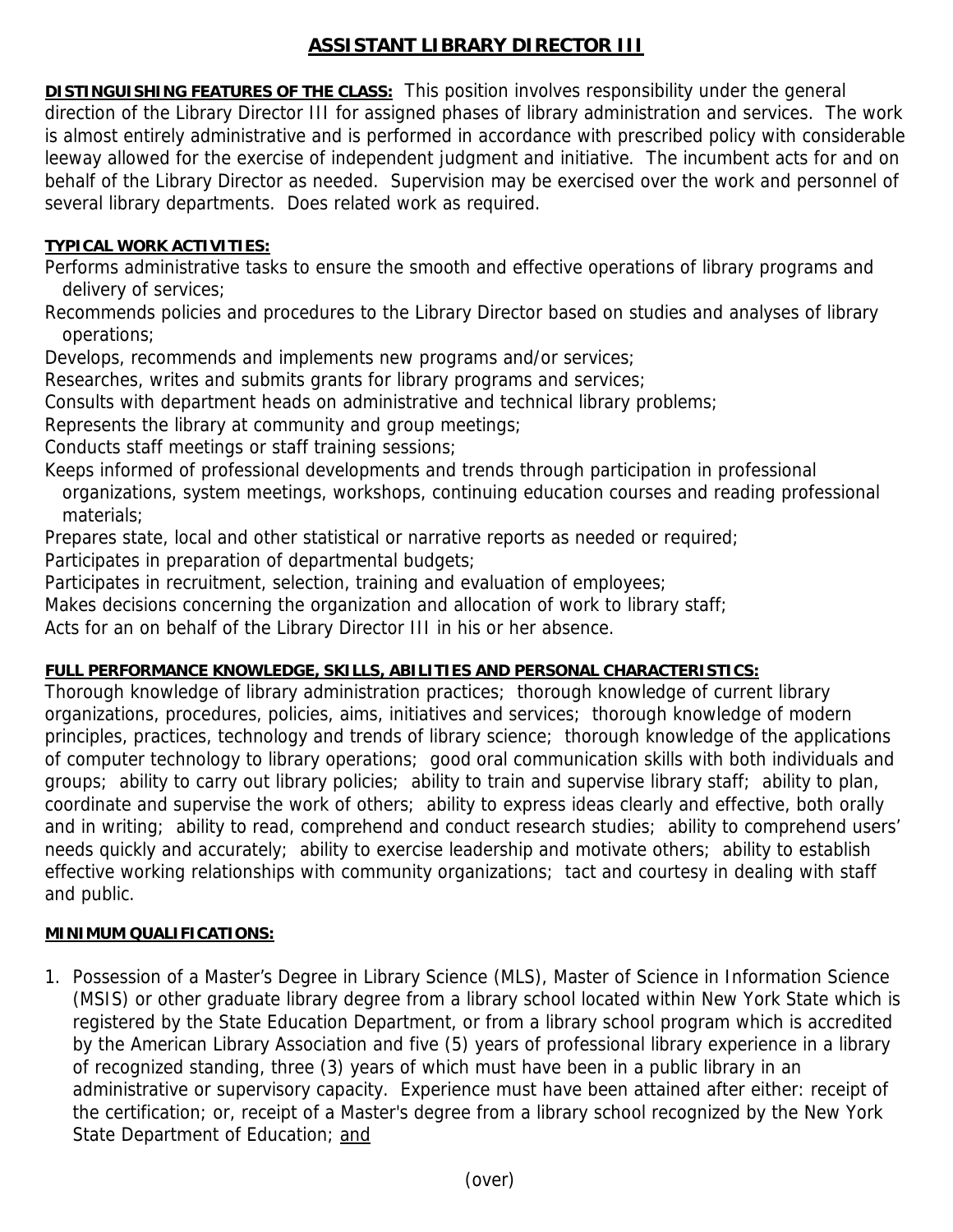# ASSISTANT LIBRARY DIRECTOR III

**DISTINGUISHING FEATURES OF THE CLASS:** This position involves responsibility under the general direction of the Library Director III for assigned phases of library administration and services. The work is almost entirely administrative and is performed in accordance with prescribed policy with considerable leeway allowed for the exercise of independent judgment and initiative. The incumbent acts for and on behalf of the Library Director as needed. Supervision may be exercised over the work and personnel of several library departments. Does related work as required.

**TYPICAL WORK ACTIVITIES:**

Performs administrative tasks to ensure the smooth and effective operations of library programs and delivery of services;

Recommends policies and procedures to the Library Director based on studies and analyses of library operations;

Develops, recommends and implements new programs and/or services;

Researches, writes and submits grants for library programs and services;

Consults with department heads on administrative and technical library problems;

Represents the library at community and group meetings;

Conducts staff meetings or staff training sessions;

Keeps informed of professional developments and trends through participation in professional organizations, system meetings, workshops, continuing education courses and reading professional materials;

Prepares state, local and other statistical or narrative reports as needed or required;

Participates in preparation of departmental budgets;

Participates in recruitment, selection, training and evaluation of employees;

Makes decisions concerning the organization and allocation of work to library staff;

Acts for an on behalf of the Library Director III in his or her absence.

**FULL PERFORMANCE KNOWLEDGE, SKILLS, ABILITIES AND PERSONAL CHARACTERISTICS:**

Thorough knowledge of library administration practices; thorough knowledge of current library organizations, procedures, policies, aims, initiatives and services; thorough knowledge of modern principles, practices, technology and trends of library science; thorough knowledge of the applications of computer technology to library operations; good oral communication skills with both individuals and groups; ability to carry out library policies; ability to train and supervise library staff; ability to plan, coordinate and supervise the work of others; ability to express ideas clearly and effective, both orally and in writing; ability to read, comprehend and conduct research studies; ability to comprehend users' needs quickly and accurately; ability to exercise leadership and motivate others; ability to establish effective working relationships with community organizations; tact and courtesy in dealing with staff and public.

**MINIMUM QUALIFICATIONS:**

1. Possession of a Master's Degree in Library Science (MLS), Master of Science in Information Science (MSIS) or other graduate library degree from a library school located within New York State which is registered by the State Education Department, or from a library school program which is accredited by the American Library Association and five (5) years of professional library experience in a library of recognized standing, three (3) years of which must have been in a public library in an administrative or supervisory capacity. Experience must have been attained after either: receipt of the certification; or, receipt of a Master's degree from a library school recognized by the New York State Department of Education; <u>and</u>

(over)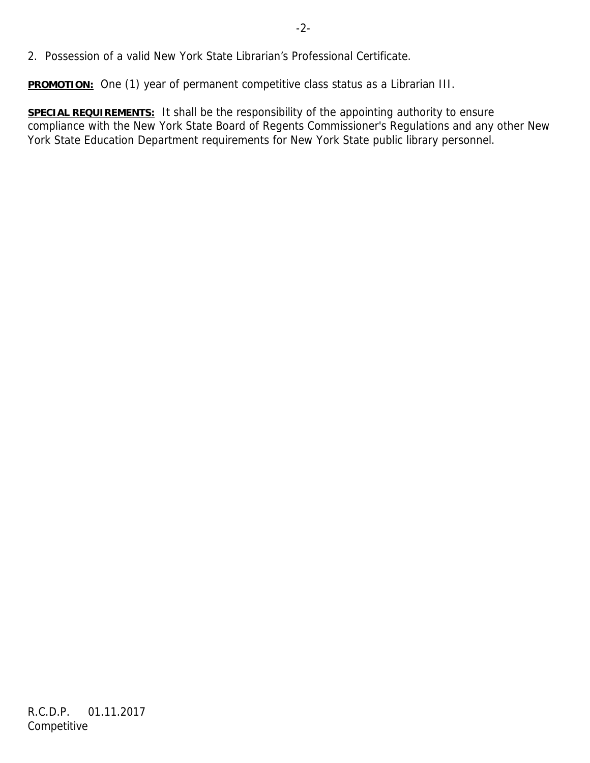2. Possession of a valid New York State Librarian's Professional Certificate.

**PROMOTION:** One (1) year of permanent competitive class status as a Librarian III.

**SPECIAL REQUIREMENTS:** It shall be the responsibility of the appointing authority to ensure compliance with the New York State Board of Regents Commissioner's Regulations and any other New York State Education Department requirements for New York State public library personnel.

R.C.D.P. 01.11.2017
Competitive